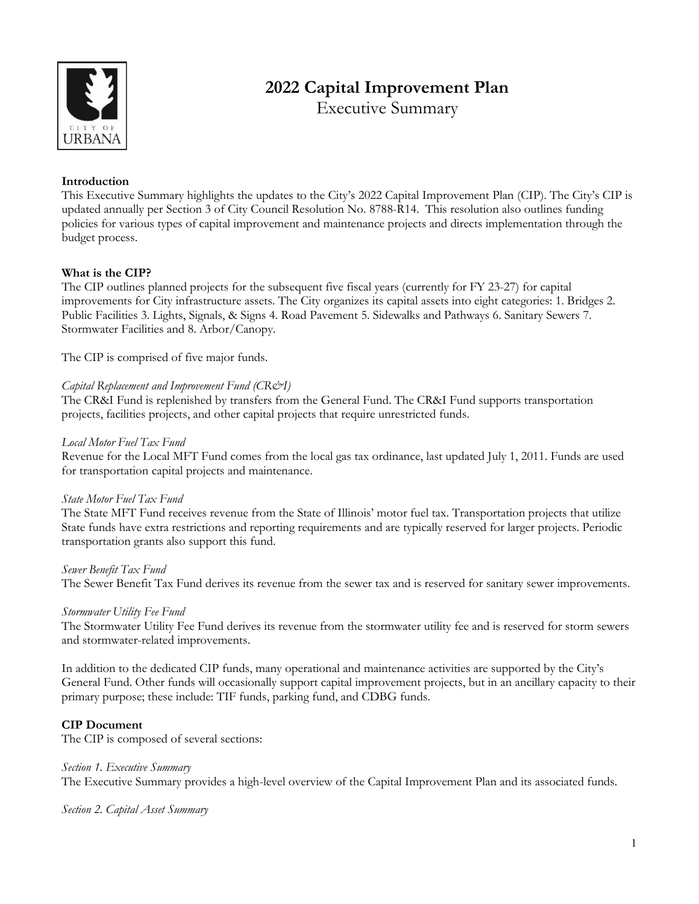# 2022 Capital Improvement Plan

Executive Summary

**Introduction**

This Executive Summary highlights the updates to the City's 2022 Capital Improvement Plan (CIP). The City's CIP is updated annually per Section 3 of City Council Resolution No. 8788-R14. This resolution also outlines funding policies for various types of capital improvement and maintenance projects and directs implementation through the budget process.

**What is the CIP?**

The CIP outlines planned projects for the subsequent five fiscal years (currently for FY 23-27) for capital improvements for City infrastructure assets. The City organizes its capital assets into eight categories: 1. Bridges 2. Public Facilities 3. Lights, Signals, & Signs 4. Road Pavement 5. Sidewalks and Pathways 6. Sanitary Sewers 7. Stormwater Facilities and 8. Arbor/Canopy.

The CIP is comprised of five major funds.

*Capital Replacement and Improvement Fund (CR&I)*

The CR&I Fund is replenished by transfers from the General Fund. The CR&I Fund supports transportation projects, facilities projects, and other capital projects that require unrestricted funds.

*Local Motor Fuel Tax Fund*

Revenue for the Local MFT Fund comes from the local gas tax ordinance, last updated July 1, 2011. Funds are used for transportation capital projects and maintenance.

*State Motor Fuel Tax Fund*

The State MFT Fund receives revenue from the State of Illinois' motor fuel tax. Transportation projects that utilize State funds have extra restrictions and reporting requirements and are typically reserved for larger projects. Periodic transportation grants also support this fund.

*Sewer Benefit Tax Fund*

The Sewer Benefit Tax Fund derives its revenue from the sewer tax and is reserved for sanitary sewer improvements.

*Stormwater Utility Fee Fund*

The Stormwater Utility Fee Fund derives its revenue from the stormwater utility fee and is reserved for storm sewers and stormwater-related improvements.

In addition to the dedicated CIP funds, many operational and maintenance activities are supported by the City's General Fund. Other funds will occasionally support capital improvement projects, but in an ancillary capacity to their primary purpose; these include: TIF funds, parking fund, and CDBG funds.

**CIP Document**

The CIP is composed of several sections:

*Section 1. Executive Summary*

The Executive Summary provides a high-level overview of the Capital Improvement Plan and its associated funds.

*Section 2. Capital Asset Summary*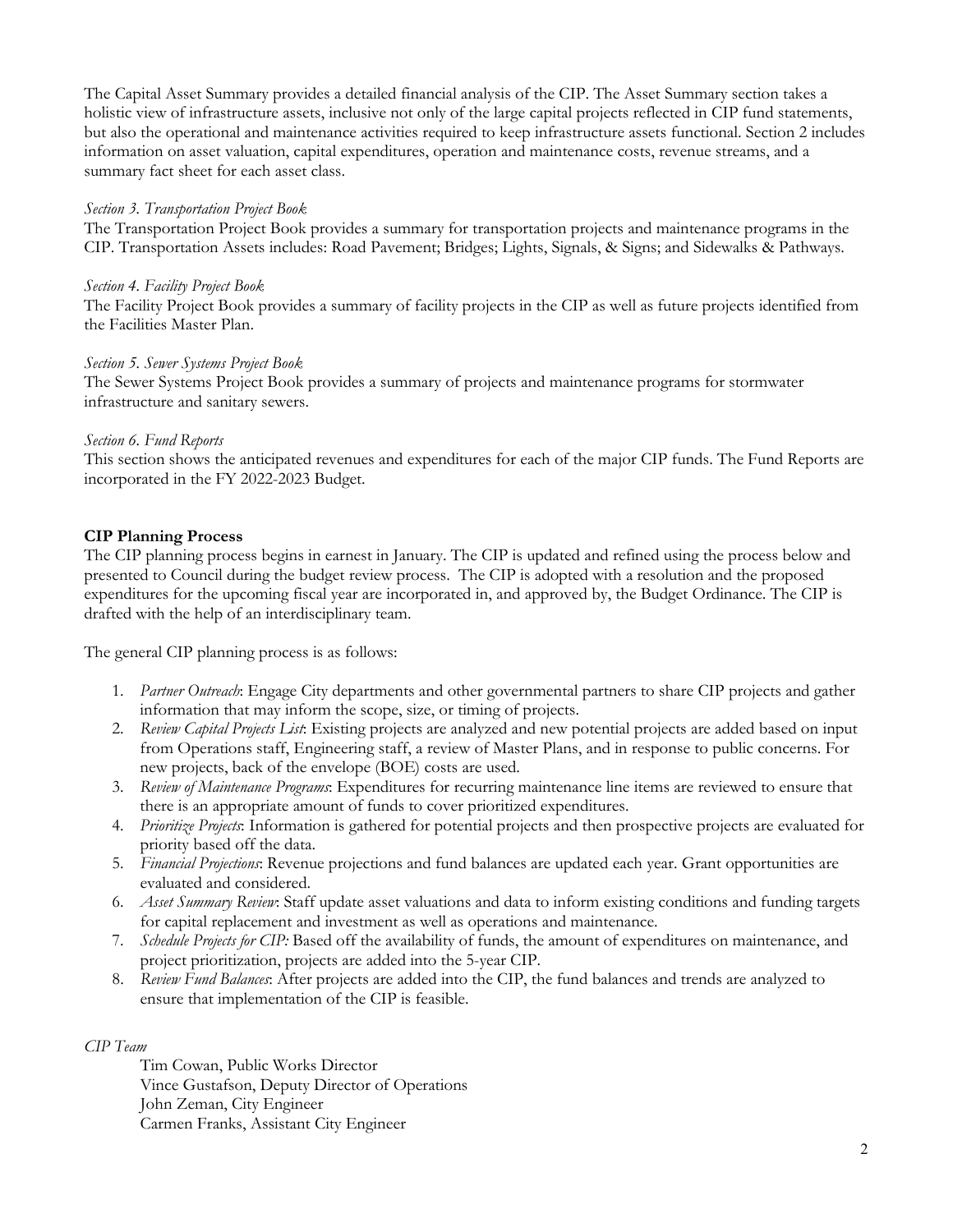The Capital Asset Summary provides a detailed financial analysis of the CIP. The Asset Summary section takes a holistic view of infrastructure assets, inclusive not only of the large capital projects reflected in CIP fund statements, but also the operational and maintenance activities required to keep infrastructure assets functional. Section 2 includes information on asset valuation, capital expenditures, operation and maintenance costs, revenue streams, and a summary fact sheet for each asset class.

*Section 3. Transportation Project Book*

The Transportation Project Book provides a summary for transportation projects and maintenance programs in the CIP. Transportation Assets includes: Road Pavement; Bridges; Lights, Signals, & Signs; and Sidewalks & Pathways.

*Section 4. Facility Project Book*

The Facility Project Book provides a summary of facility projects in the CIP as well as future projects identified from the Facilities Master Plan.

*Section 5. Sewer Systems Project Book*

The Sewer Systems Project Book provides a summary of projects and maintenance programs for stormwater infrastructure and sanitary sewers.

*Section 6. Fund Reports*

This section shows the anticipated revenues and expenditures for each of the major CIP funds. The Fund Reports are incorporated in the FY 2022-2023 Budget.

**CIP Planning Process**

The CIP planning process begins in earnest in January. The CIP is updated and refined using the process below and presented to Council during the budget review process. The CIP is adopted with a resolution and the proposed expenditures for the upcoming fiscal year are incorporated in, and approved by, the Budget Ordinance. The CIP is drafted with the help of an interdisciplinary team.

The general CIP planning process is as follows:

1. *Partner Outreach*: Engage City departments and other governmental partners to share CIP projects and gather information that may inform the scope, size, or timing of projects.
2. *Review Capital Projects List*: Existing projects are analyzed and new potential projects are added based on input from Operations staff, Engineering staff, a review of Master Plans, and in response to public concerns. For new projects, back of the envelope (BOE) costs are used.
3. *Review of Maintenance Programs*: Expenditures for recurring maintenance line items are reviewed to ensure that there is an appropriate amount of funds to cover prioritized expenditures.
4. *Prioritize Projects*: Information is gathered for potential projects and then prospective projects are evaluated for priority based off the data.
5. *Financial Projections*: Revenue projections and fund balances are updated each year. Grant opportunities are evaluated and considered.
6. *Asset Summary Review*: Staff update asset valuations and data to inform existing conditions and funding targets for capital replacement and investment as well as operations and maintenance.
7. *Schedule Projects for CIP:* Based off the availability of funds, the amount of expenditures on maintenance, and project prioritization, projects are added into the 5-year CIP.
8. *Review Fund Balances*: After projects are added into the CIP, the fund balances and trends are analyzed to ensure that implementation of the CIP is feasible.

*CIP Team*

Tim Cowan, Public Works Director
Vince Gustafson, Deputy Director of Operations
John Zeman, City Engineer
Carmen Franks, Assistant City Engineer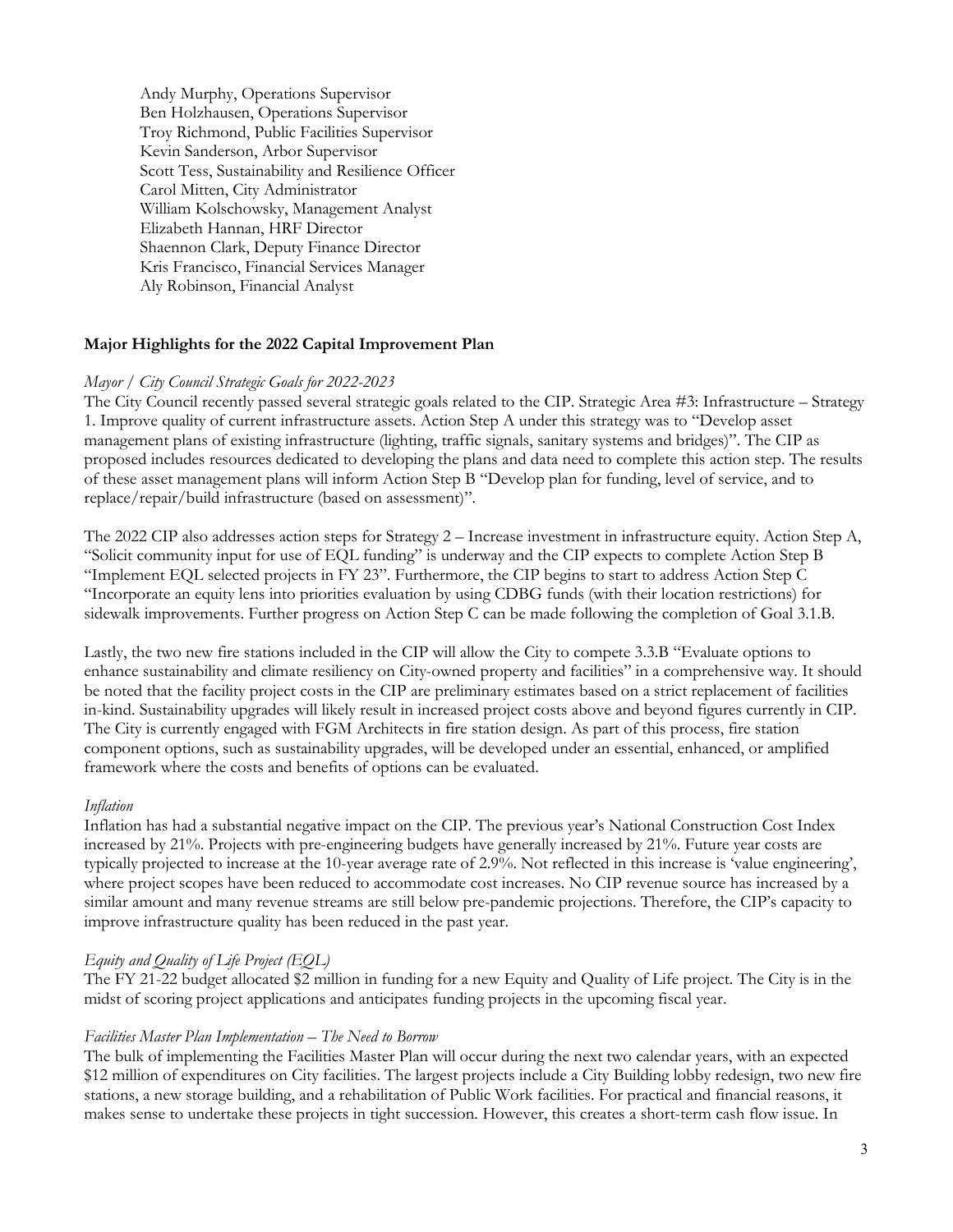Andy Murphy, Operations Supervisor
Ben Holzhausen, Operations Supervisor
Troy Richmond, Public Facilities Supervisor
Kevin Sanderson, Arbor Supervisor
Scott Tess, Sustainability and Resilience Officer
Carol Mitten, City Administrator
William Kolschowsky, Management Analyst
Elizabeth Hannan, HRF Director
Shaennon Clark, Deputy Finance Director
Kris Francisco, Financial Services Manager
Aly Robinson, Financial Analyst

**Major Highlights for the 2022 Capital Improvement Plan**

*Mayor / City Council Strategic Goals for 2022-2023*

The City Council recently passed several strategic goals related to the CIP. Strategic Area #3: Infrastructure – Strategy 1. Improve quality of current infrastructure assets. Action Step A under this strategy was to "Develop asset management plans of existing infrastructure (lighting, traffic signals, sanitary systems and bridges)". The CIP as proposed includes resources dedicated to developing the plans and data need to complete this action step. The results of these asset management plans will inform Action Step B "Develop plan for funding, level of service, and to replace/repair/build infrastructure (based on assessment)".

The 2022 CIP also addresses action steps for Strategy 2 – Increase investment in infrastructure equity. Action Step A, "Solicit community input for use of EQL funding" is underway and the CIP expects to complete Action Step B "Implement EQL selected projects in FY 23". Furthermore, the CIP begins to start to address Action Step C "Incorporate an equity lens into priorities evaluation by using CDBG funds (with their location restrictions) for sidewalk improvements. Further progress on Action Step C can be made following the completion of Goal 3.1.B.

Lastly, the two new fire stations included in the CIP will allow the City to compete 3.3.B "Evaluate options to enhance sustainability and climate resiliency on City-owned property and facilities" in a comprehensive way. It should be noted that the facility project costs in the CIP are preliminary estimates based on a strict replacement of facilities in-kind. Sustainability upgrades will likely result in increased project costs above and beyond figures currently in CIP. The City is currently engaged with FGM Architects in fire station design. As part of this process, fire station component options, such as sustainability upgrades, will be developed under an essential, enhanced, or amplified framework where the costs and benefits of options can be evaluated.

*Inflation*

Inflation has had a substantial negative impact on the CIP. The previous year's National Construction Cost Index increased by 21%. Projects with pre-engineering budgets have generally increased by 21%. Future year costs are typically projected to increase at the 10-year average rate of 2.9%. Not reflected in this increase is 'value engineering', where project scopes have been reduced to accommodate cost increases. No CIP revenue source has increased by a similar amount and many revenue streams are still below pre-pandemic projections. Therefore, the CIP's capacity to improve infrastructure quality has been reduced in the past year.

*Equity and Quality of Life Project (EQL)*

The FY 21-22 budget allocated $2 million in funding for a new Equity and Quality of Life project. The City is in the midst of scoring project applications and anticipates funding projects in the upcoming fiscal year.

*Facilities Master Plan Implementation – The Need to Borrow*

The bulk of implementing the Facilities Master Plan will occur during the next two calendar years, with an expected $12 million of expenditures on City facilities. The largest projects include a City Building lobby redesign, two new fire stations, a new storage building, and a rehabilitation of Public Work facilities. For practical and financial reasons, it makes sense to undertake these projects in tight succession. However, this creates a short-term cash flow issue. In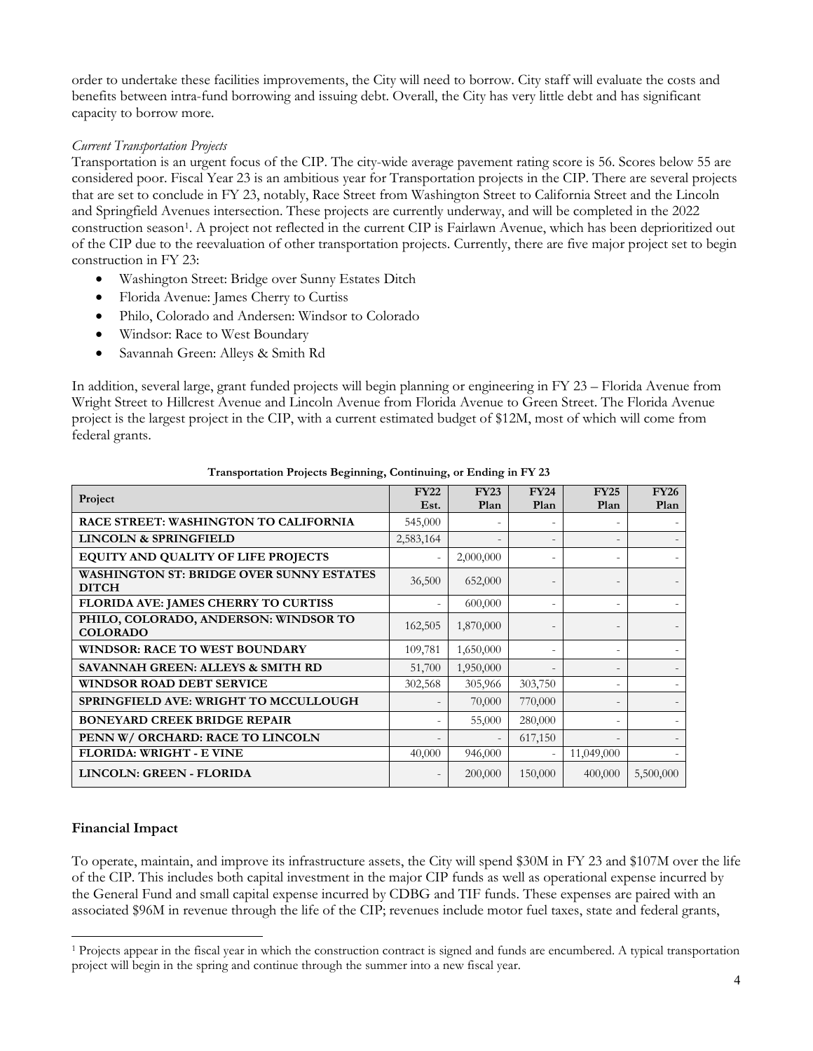order to undertake these facilities improvements, the City will need to borrow. City staff will evaluate the costs and benefits between intra-fund borrowing and issuing debt. Overall, the City has very little debt and has significant capacity to borrow more.

*Current Transportation Projects*

Transportation is an urgent focus of the CIP. The city-wide average pavement rating score is 56. Scores below 55 are considered poor. Fiscal Year 23 is an ambitious year for Transportation projects in the CIP. There are several projects that are set to conclude in FY 23, notably, Race Street from Washington Street to California Street and the Lincoln and Springfield Avenues intersection. These projects are currently underway, and will be completed in the 2022 construction season[1]. A project not reflected in the current CIP is Fairlawn Avenue, which has been deprioritized out of the CIP due to the reevaluation of other transportation projects. Currently, there are five major project set to begin construction in FY 23:

- Washington Street: Bridge over Sunny Estates Ditch
- Florida Avenue: James Cherry to Curtiss
- Philo, Colorado and Andersen: Windsor to Colorado
- Windsor: Race to West Boundary
- Savannah Green: Alleys & Smith Rd

In addition, several large, grant funded projects will begin planning or engineering in FY 23 – Florida Avenue from Wright Street to Hillcrest Avenue and Lincoln Avenue from Florida Avenue to Green Street. The Florida Avenue project is the largest project in the CIP, with a current estimated budget of $12M, most of which will come from federal grants.

**Transportation Projects Beginning, Continuing, or Ending in FY 23**

| Project | FY22 Est. | FY23 Plan | FY24 Plan | FY25 Plan | FY26 Plan |
|---|---|---|---|---|---|
| **RACE STREET: WASHINGTON TO CALIFORNIA** | 545,000 | - | - | - | - |
| **LINCOLN & SPRINGFIELD** | 2,583,164 | - | - | - | - |
| **EQUITY AND QUALITY OF LIFE PROJECTS** | - | 2,000,000 | - | - | - |
| **WASHINGTON ST: BRIDGE OVER SUNNY ESTATES DITCH** | 36,500 | 652,000 | - | - | - |
| **FLORIDA AVE: JAMES CHERRY TO CURTISS** | - | 600,000 | - | - | - |
| **PHILO, COLORADO, ANDERSON: WINDSOR TO COLORADO** | 162,505 | 1,870,000 | - | - | - |
| **WINDSOR: RACE TO WEST BOUNDARY** | 109,781 | 1,650,000 | - | - | - |
| **SAVANNAH GREEN: ALLEYS & SMITH RD** | 51,700 | 1,950,000 | - | - | - |
| **WINDSOR ROAD DEBT SERVICE** | 302,568 | 305,966 | 303,750 | - | - |
| **SPRINGFIELD AVE: WRIGHT TO MCCULLOUGH** | - | 70,000 | 770,000 | - | - |
| **BONEYARD CREEK BRIDGE REPAIR** | - | 55,000 | 280,000 | - | - |
| **PENN W/ ORCHARD: RACE TO LINCOLN** | - | - | 617,150 | - | - |
| **FLORIDA: WRIGHT - E VINE** | 40,000 | 946,000 | - | 11,049,000 | - |
| **LINCOLN: GREEN - FLORIDA** | - | 200,000 | 150,000 | 400,000 | 5,500,000 |

## Financial Impact

To operate, maintain, and improve its infrastructure assets, the City will spend $30M in FY 23 and $107M over the life of the CIP. This includes both capital investment in the major CIP funds as well as operational expense incurred by the General Fund and small capital expense incurred by CDBG and TIF funds. These expenses are paired with an associated $96M in revenue through the life of the CIP; revenues include motor fuel taxes, state and federal grants,

[1] Projects appear in the fiscal year in which the construction contract is signed and funds are encumbered. A typical transportation project will begin in the spring and continue through the summer into a new fiscal year.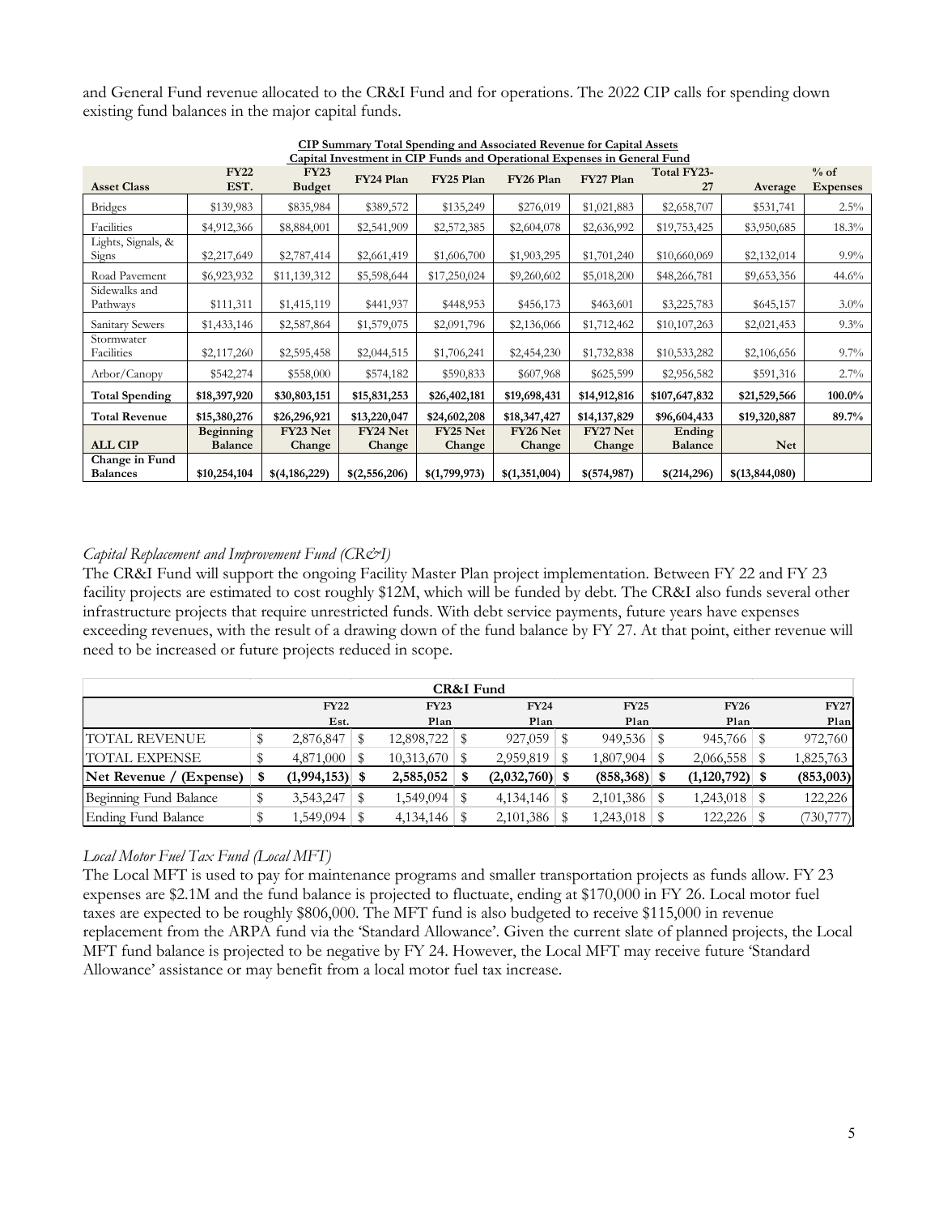and General Fund revenue allocated to the CR&I Fund and for operations. The 2022 CIP calls for spending down existing fund balances in the major capital funds.

**CIP Summary Total Spending and Associated Revenue for Capital Assets**
**Capital Investment in CIP Funds and Operational Expenses in General Fund**

| Asset Class | FY22 EST. | FY23 Budget | FY24 Plan | FY25 Plan | FY26 Plan | FY27 Plan | Total FY23-27 | Average | % of Expenses |
|---|---|---|---|---|---|---|---|---|---|
| Bridges | $139,983 | $835,984 | $389,572 | $135,249 | $276,019 | $1,021,883 | $2,658,707 | $531,741 | 2.5% |
| Facilities | $4,912,366 | $8,884,001 | $2,541,909 | $2,572,385 | $2,604,078 | $2,636,992 | $19,753,425 | $3,950,685 | 18.3% |
| Lights, Signals, & Signs | $2,217,649 | $2,787,414 | $2,661,419 | $1,606,700 | $1,903,295 | $1,701,240 | $10,660,069 | $2,132,014 | 9.9% |
| Road Pavement | $6,923,932 | $11,139,312 | $5,598,644 | $17,250,024 | $9,260,602 | $5,018,200 | $48,266,781 | $9,653,356 | 44.6% |
| Sidewalks and Pathways | $111,311 | $1,415,119 | $441,937 | $448,953 | $456,173 | $463,601 | $3,225,783 | $645,157 | 3.0% |
| Sanitary Sewers | $1,433,146 | $2,587,864 | $1,579,075 | $2,091,796 | $2,136,066 | $1,712,462 | $10,107,263 | $2,021,453 | 9.3% |
| Stormwater Facilities | $2,117,260 | $2,595,458 | $2,044,515 | $1,706,241 | $2,454,230 | $1,732,838 | $10,533,282 | $2,106,656 | 9.7% |
| Arbor/Canopy | $542,274 | $558,000 | $574,182 | $590,833 | $607,968 | $625,599 | $2,956,582 | $591,316 | 2.7% |
| **Total Spending** | **$18,397,920** | **$30,803,151** | **$15,831,253** | **$26,402,181** | **$19,698,431** | **$14,912,816** | **$107,647,832** | **$21,529,566** | **100.0%** |
| **Total Revenue** | **$15,380,276** | **$26,296,921** | **$13,220,047** | **$24,602,208** | **$18,347,427** | **$14,137,829** | **$96,604,433** | **$19,320,887** | **89.7%** |
| **ALL CIP** | **Beginning Balance** | **FY23 Net Change** | **FY24 Net Change** | **FY25 Net Change** | **FY26 Net Change** | **FY27 Net Change** | **Ending Balance** | **Net** | |
| **Change in Fund Balances** | **$10,254,104** | **$(4,186,229)** | **$(2,556,206)** | **$(1,799,973)** | **$(1,351,004)** | **$(574,987)** | **$(214,296)** | **$(13,844,080)** | |

*Capital Replacement and Improvement Fund (CR&I)*

The CR&I Fund will support the ongoing Facility Master Plan project implementation. Between FY 22 and FY 23 facility projects are estimated to cost roughly $12M, which will be funded by debt. The CR&I also funds several other infrastructure projects that require unrestricted funds. With debt service payments, future years have expenses exceeding revenues, with the result of a drawing down of the fund balance by FY 27. At that point, either revenue will need to be increased or future projects reduced in scope.

**CR&I Fund**

| | FY22 Est. | FY23 Plan | FY24 Plan | FY25 Plan | FY26 Plan | FY27 Plan |
|---|---|---|---|---|---|---|
| TOTAL REVENUE | $ 2,876,847 | $ 12,898,722 | $ 927,059 | $ 949,536 | $ 945,766 | $ 972,760 |
| TOTAL EXPENSE | $ 4,871,000 | $ 10,313,670 | $ 2,959,819 | $ 1,807,904 | $ 2,066,558 | $ 1,825,763 |
| **Net Revenue / (Expense)** | **$ (1,994,153)** | **$ 2,585,052** | **$ (2,032,760)** | **$ (858,368)** | **$ (1,120,792)** | **$ (853,003)** |
| Beginning Fund Balance | $ 3,543,247 | $ 1,549,094 | $ 4,134,146 | $ 2,101,386 | $ 1,243,018 | $ 122,226 |
| Ending Fund Balance | $ 1,549,094 | $ 4,134,146 | $ 2,101,386 | $ 1,243,018 | $ 122,226 | $ (730,777) |

*Local Motor Fuel Tax Fund (Local MFT)*

The Local MFT is used to pay for maintenance programs and smaller transportation projects as funds allow. FY 23 expenses are $2.1M and the fund balance is projected to fluctuate, ending at $170,000 in FY 26. Local motor fuel taxes are expected to be roughly $806,000. The MFT fund is also budgeted to receive $115,000 in revenue replacement from the ARPA fund via the 'Standard Allowance'. Given the current slate of planned projects, the Local MFT fund balance is projected to be negative by FY 24. However, the Local MFT may receive future 'Standard Allowance' assistance or may benefit from a local motor fuel tax increase.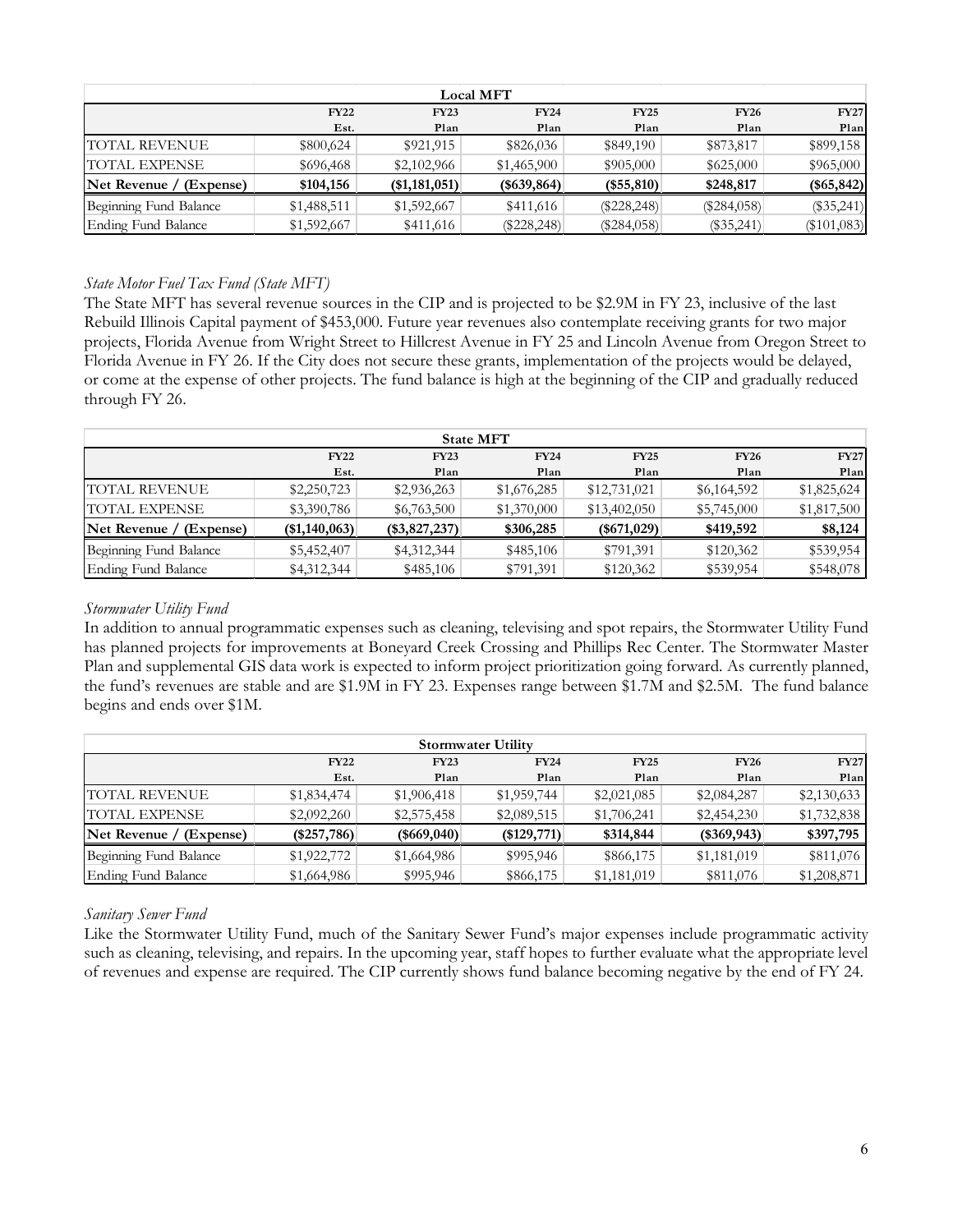| Local MFT | | | | | | |
|---|---|---|---|---|---|---|
| | FY22 Est. | FY23 Plan | FY24 Plan | FY25 Plan | FY26 Plan | FY27 Plan |
| TOTAL REVENUE | $800,624 | $921,915 | $826,036 | $849,190 | $873,817 | $899,158 |
| TOTAL EXPENSE | $696,468 | $2,102,966 | $1,465,900 | $905,000 | $625,000 | $965,000 |
| **Net Revenue / (Expense)** | **$104,156** | **($1,181,051)** | **($639,864)** | **($55,810)** | **$248,817** | **($65,842)** |
| Beginning Fund Balance | $1,488,511 | $1,592,667 | $411,616 | ($228,248) | ($284,058) | ($35,241) |
| Ending Fund Balance | $1,592,667 | $411,616 | ($228,248) | ($284,058) | ($35,241) | ($101,083) |

*State Motor Fuel Tax Fund (State MFT)*

The State MFT has several revenue sources in the CIP and is projected to be $2.9M in FY 23, inclusive of the last Rebuild Illinois Capital payment of $453,000. Future year revenues also contemplate receiving grants for two major projects, Florida Avenue from Wright Street to Hillcrest Avenue in FY 25 and Lincoln Avenue from Oregon Street to Florida Avenue in FY 26. If the City does not secure these grants, implementation of the projects would be delayed, or come at the expense of other projects. The fund balance is high at the beginning of the CIP and gradually reduced through FY 26.

| State MFT | | | | | | |
|---|---|---|---|---|---|---|
| | FY22 Est. | FY23 Plan | FY24 Plan | FY25 Plan | FY26 Plan | FY27 Plan |
| TOTAL REVENUE | $2,250,723 | $2,936,263 | $1,676,285 | $12,731,021 | $6,164,592 | $1,825,624 |
| TOTAL EXPENSE | $3,390,786 | $6,763,500 | $1,370,000 | $13,402,050 | $5,745,000 | $1,817,500 |
| **Net Revenue / (Expense)** | **($1,140,063)** | **($3,827,237)** | **$306,285** | **($671,029)** | **$419,592** | **$8,124** |
| Beginning Fund Balance | $5,452,407 | $4,312,344 | $485,106 | $791,391 | $120,362 | $539,954 |
| Ending Fund Balance | $4,312,344 | $485,106 | $791,391 | $120,362 | $539,954 | $548,078 |

*Stormwater Utility Fund*

In addition to annual programmatic expenses such as cleaning, televising and spot repairs, the Stormwater Utility Fund has planned projects for improvements at Boneyard Creek Crossing and Phillips Rec Center. The Stormwater Master Plan and supplemental GIS data work is expected to inform project prioritization going forward. As currently planned, the fund's revenues are stable and are $1.9M in FY 23. Expenses range between $1.7M and $2.5M. The fund balance begins and ends over $1M.

| Stormwater Utility | | | | | | |
|---|---|---|---|---|---|---|
| | FY22 Est. | FY23 Plan | FY24 Plan | FY25 Plan | FY26 Plan | FY27 Plan |
| TOTAL REVENUE | $1,834,474 | $1,906,418 | $1,959,744 | $2,021,085 | $2,084,287 | $2,130,633 |
| TOTAL EXPENSE | $2,092,260 | $2,575,458 | $2,089,515 | $1,706,241 | $2,454,230 | $1,732,838 |
| **Net Revenue / (Expense)** | **($257,786)** | **($669,040)** | **($129,771)** | **$314,844** | **($369,943)** | **$397,795** |
| Beginning Fund Balance | $1,922,772 | $1,664,986 | $995,946 | $866,175 | $1,181,019 | $811,076 |
| Ending Fund Balance | $1,664,986 | $995,946 | $866,175 | $1,181,019 | $811,076 | $1,208,871 |

*Sanitary Sewer Fund*

Like the Stormwater Utility Fund, much of the Sanitary Sewer Fund's major expenses include programmatic activity such as cleaning, televising, and repairs. In the upcoming year, staff hopes to further evaluate what the appropriate level of revenues and expense are required. The CIP currently shows fund balance becoming negative by the end of FY 24.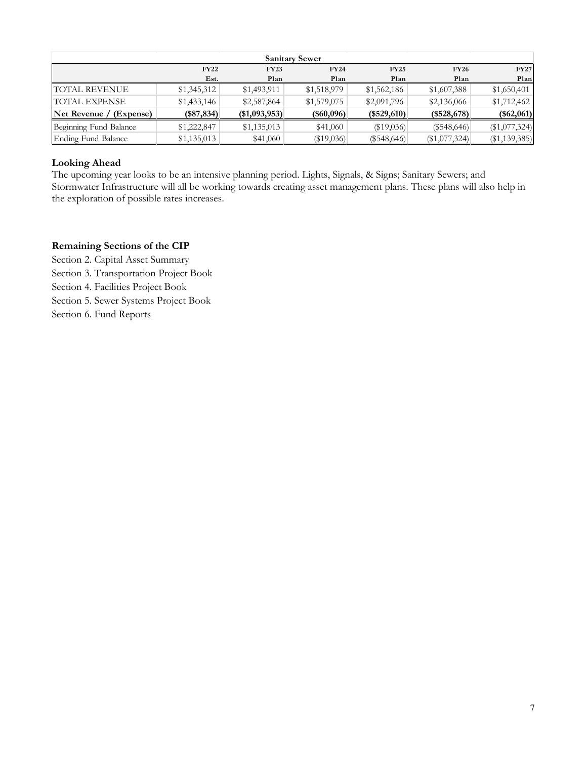| Sanitary Sewer | | | | | | |
|---|---|---|---|---|---|---|
| | **FY22** Est. | **FY23** Plan | **FY24** Plan | **FY25** Plan | **FY26** Plan | **FY27** Plan |
| TOTAL REVENUE | $1,345,312 | $1,493,911 | $1,518,979 | $1,562,186 | $1,607,388 | $1,650,401 |
| TOTAL EXPENSE | $1,433,146 | $2,587,864 | $1,579,075 | $2,091,796 | $2,136,066 | $1,712,462 |
| **Net Revenue / (Expense)** | **($87,834)** | **($1,093,953)** | **($60,096)** | **($529,610)** | **($528,678)** | **($62,061)** |
| Beginning Fund Balance | $1,222,847 | $1,135,013 | $41,060 | ($19,036) | ($548,646) | ($1,077,324) |
| Ending Fund Balance | $1,135,013 | $41,060 | ($19,036) | ($548,646) | ($1,077,324) | ($1,139,385) |

**Looking Ahead**

The upcoming year looks to be an intensive planning period. Lights, Signals, & Signs; Sanitary Sewers; and Stormwater Infrastructure will all be working towards creating asset management plans. These plans will also help in the exploration of possible rates increases.

**Remaining Sections of the CIP**

Section 2. Capital Asset Summary
Section 3. Transportation Project Book
Section 4. Facilities Project Book
Section 5. Sewer Systems Project Book
Section 6. Fund Reports